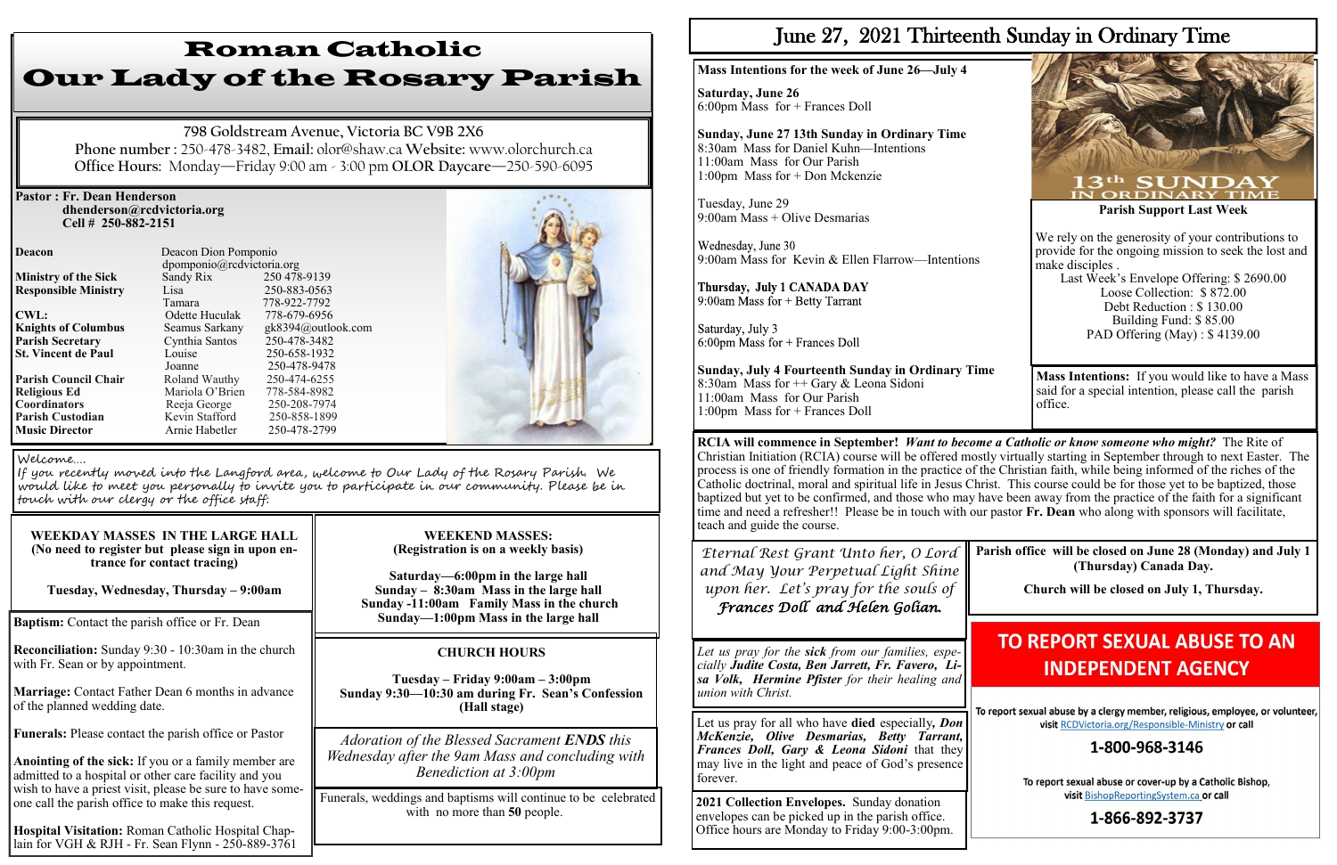# Roman Catholic Our Lady of the Rosary Parish

798 Goldstream Avenue, Victoria BC V9B 2X6

**Phone number** : 250-478-3482, **Email:** olor@shaw.ca **Website:** www.olorchurch.ca

**Office Hours:** Monday—Friday 9:00 am - 3:00 pm **OLOR Daycare**—250-590-6095

**Pastor : Fr. Dean Henderson**
**dhenderson@rcdvictoria.org**
**Cell # 250-882-2151**

| | | |
|---|---|---|
| **Deacon** | Deacon Dion Pomponio dpomponio@rcdvictoria.org | |
| **Ministry of the Sick** | Sandy Rix | 250 478-9139 |
| **Responsible Ministry** | Lisa | 250-883-0563 |
| | Tamara | 778-922-7792 |
| **CWL:** | Odette Huculak | 778-679-6956 |
| **Knights of Columbus** | Seamus Sarkany | gk8394@outlook.com |
| **Parish Secretary** | Cynthia Santos | 250-478-3482 |
| **St. Vincent de Paul** | Louise | 250-658-1932 |
| | Joanne | 250-478-9478 |
| **Parish Council Chair** | Roland Wauthy | 250-474-6255 |
| **Religious Ed** | Mariola O'Brien | 778-584-8982 |
| **Coordinators** | Reeja George | 250-208-7974 |
| **Parish Custodian** | Kevin Stafford | 250-858-1899 |
| **Music Director** | Arnie Habetler | 250-478-2799 |

*Welcome....*
*If you recently moved into the Langford area, welcome to Our Lady of the Rosary Parish. We would like to meet you personally to invite you to participate in our community. Please be in touch with our clergy or the office staff.*

**WEEKDAY MASSES IN THE LARGE HALL**
**(No need to register but please sign in upon entrance for contact tracing)**

**Tuesday, Wednesday, Thursday – 9:00am**

**WEEKEND MASSES:**
**(Registration is on a weekly basis)**

**Saturday—6:00pm in the large hall**
**Sunday – 8:30am Mass in the large hall**
**Sunday -11:00am Family Mass in the church**
**Sunday—1:00pm Mass in the large hall**

**Baptism:** Contact the parish office or Fr. Dean

**Reconciliation:** Sunday 9:30 - 10:30am in the church with Fr. Sean or by appointment.

**Marriage:** Contact Father Dean 6 months in advance of the planned wedding date.

**Funerals:** Please contact the parish office or Pastor

**Anointing of the sick:** If you or a family member are admitted to a hospital or other care facility and you wish to have a priest visit, please be sure to have someone call the parish office to make this request.

**Hospital Visitation:** Roman Catholic Hospital Chaplain for VGH & RJH - Fr. Sean Flynn - 250-889-3761

**CHURCH HOURS**

**Tuesday – Friday 9:00am – 3:00pm**
**Sunday 9:30—10:30 am during Fr. Sean's Confession (Hall stage)**

*Adoration of the Blessed Sacrament **ENDS** this Wednesday after the 9am Mass and concluding with Benediction at 3:00pm*

Funerals, weddings and baptisms will continue to be celebrated with no more than **50** people.

# June 27, 2021 Thirteenth Sunday in Ordinary Time

**Mass Intentions for the week of June 26—July 4**

**Saturday, June 26**
6:00pm Mass for + Frances Doll

**Sunday, June 27 13th Sunday in Ordinary Time**
8:30am Mass for Daniel Kuhn—Intentions
11:00am Mass for Our Parish
1:00pm Mass for + Don Mckenzie

Tuesday, June 29
9:00am Mass + Olive Desmarias

Wednesday, June 30
9:00am Mass for Kevin & Ellen Flarrow—Intentions

**Thursday, July 1 CANADA DAY**
9:00am Mass for + Betty Tarrant

Saturday, July 3
6:00pm Mass for + Frances Doll

**Sunday, July 4 Fourteenth Sunday in Ordinary Time**
8:30am Mass for ++ Gary & Leona Sidoni
11:00am Mass for Our Parish
1:00pm Mass for + Frances Doll

13th SUNDAY IN ORDINARY TIME

**Parish Support Last Week**

We rely on the generosity of your contributions to provide for the ongoing mission to seek the lost and make disciples .

Last Week's Envelope Offering: $ 2690.00
Loose Collection: $ 872.00
Debt Reduction : $ 130.00
Building Fund: $ 85.00
PAD Offering (May) : $ 4139.00

**Mass Intentions:** If you would like to have a Mass said for a special intention, please call the parish office.

**RCIA will commence in September!** ***Want to become a Catholic or know someone who might?*** The Rite of Christian Initiation (RCIA) course will be offered mostly virtually starting in September through to next Easter. The process is one of friendly formation in the practice of the Christian faith, while being informed of the riches of the Catholic doctrinal, moral and spiritual life in Jesus Christ. This course could be for those yet to be baptized, those baptized but yet to be confirmed, and those who may have been away from the practice of the faith for a significant time and need a refresher!! Please be in touch with our pastor **Fr. Dean** who along with sponsors will facilitate, teach and guide the course.

*Eternal Rest Grant Unto her, O Lord and May Your Perpetual Light Shine upon her. Let's pray for the souls of **Frances Doll and Helen Golian.***

**Parish office will be closed on June 28 (Monday) and July 1 (Thursday) Canada Day.**

**Church will be closed on July 1, Thursday.**

*Let us pray for the **sick** from our families, especially **Judite Costa, Ben Jarrett, Fr. Favero, Lisa Volk, Hermine Pfister** for their healing and union with Christ.*

Let us pray for all who have **died** especially*, **Don McKenzie, Olive Desmarias, Betty Tarrant, Frances Doll, Gary & Leona Sidoni*** that they may live in the light and peace of God's presence forever.

**2021 Collection Envelopes.** Sunday donation envelopes can be picked up in the parish office. Office hours are Monday to Friday 9:00-3:00pm.

## TO REPORT SEXUAL ABUSE TO AN INDEPENDENT AGENCY

To report sexual abuse by a clergy member, religious, employee, or volunteer, visit RCDVictoria.org/Responsible-Ministry or call

**1-800-968-3146**

To report sexual abuse or cover-up by a Catholic Bishop, visit BishopReportingSystem.ca or call

**1-866-892-3737**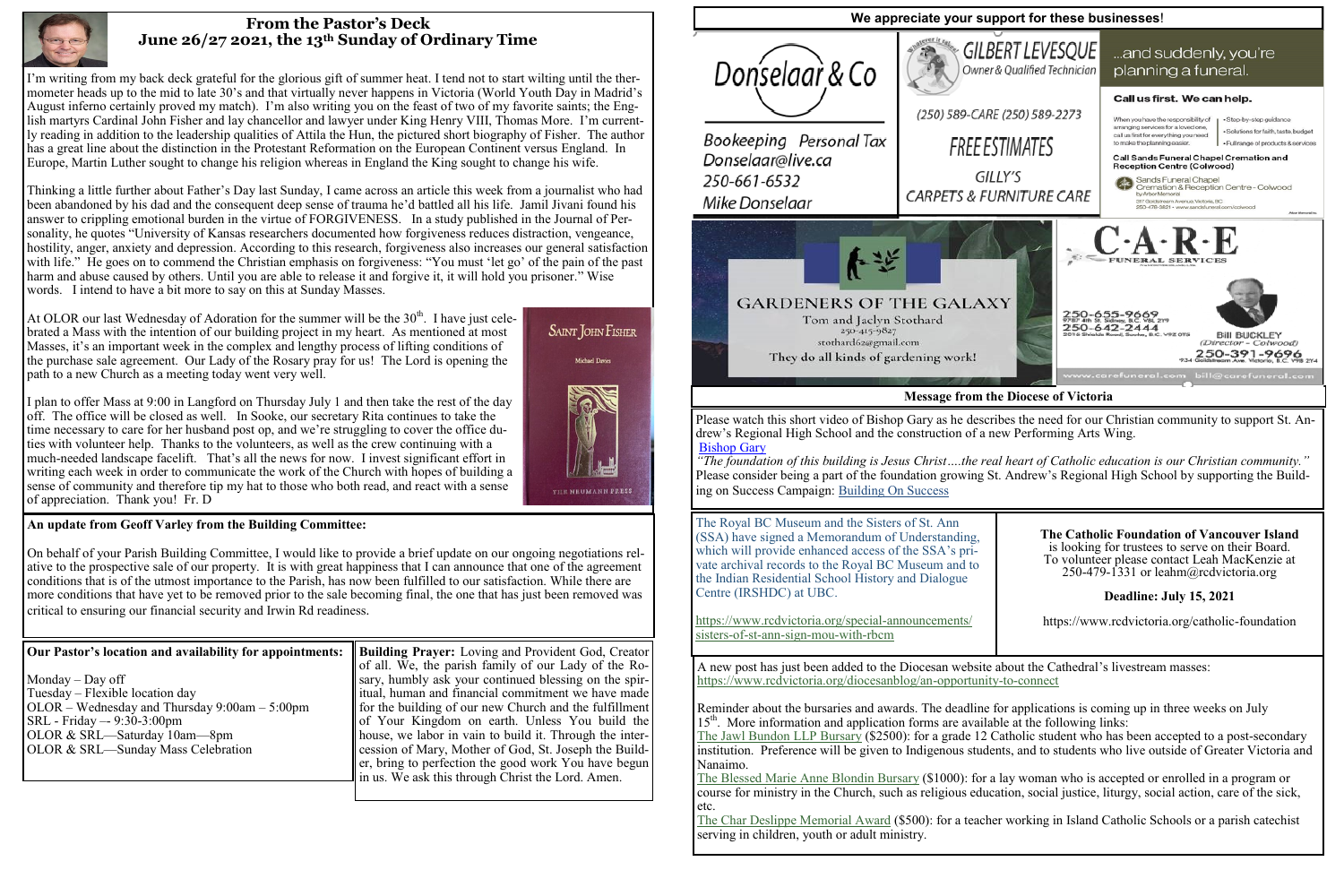## From the Pastor's Deck

### June 26/27 2021, the 13th Sunday of Ordinary Time

I'm writing from my back deck grateful for the glorious gift of summer heat. I tend not to start wilting until the thermometer heads up to the mid to late 30's and that virtually never happens in Victoria (World Youth Day in Madrid's August inferno certainly proved my match). I'm also writing you on the feast of two of my favorite saints; the English martyrs Cardinal John Fisher and lay chancellor and lawyer under King Henry VIII, Thomas More. I'm currently reading in addition to the leadership qualities of Attila the Hun, the pictured short biography of Fisher. The author has a great line about the distinction in the Protestant Reformation on the European Continent versus England. In Europe, Martin Luther sought to change his religion whereas in England the King sought to change his wife.

Thinking a little further about Father's Day last Sunday, I came across an article this week from a journalist who had been abandoned by his dad and the consequent deep sense of trauma he'd battled all his life. Jamil Jivani found his answer to crippling emotional burden in the virtue of FORGIVENESS. In a study published in the Journal of Personality, he quotes "University of Kansas researchers documented how forgiveness reduces distraction, vengeance, hostility, anger, anxiety and depression. According to this research, forgiveness also increases our general satisfaction with life." He goes on to commend the Christian emphasis on forgiveness: "You must 'let go' of the pain of the past harm and abuse caused by others. Until you are able to release it and forgive it, it will hold you prisoner." Wise words. I intend to have a bit more to say on this at Sunday Masses.

At OLOR our last Wednesday of Adoration for the summer will be the 30th. I have just celebrated a Mass with the intention of our building project in my heart. As mentioned at most Masses, it's an important week in the complex and lengthy process of lifting conditions of the purchase sale agreement. Our Lady of the Rosary pray for us! The Lord is opening the path to a new Church as a meeting today went very well.

I plan to offer Mass at 9:00 in Langford on Thursday July 1 and then take the rest of the day off. The office will be closed as well. In Sooke, our secretary Rita continues to take the time necessary to care for her husband post op, and we're struggling to cover the office duties with volunteer help. Thanks to the volunteers, as well as the crew continuing with a much-needed landscape facelift. That's all the news for now. I invest significant effort in writing each week in order to communicate the work of the Church with hopes of building a sense of community and therefore tip my hat to those who both read, and react with a sense of appreciation. Thank you! Fr. D

Saint John Fisher
Michael Davies
The Neumann Press

### An update from Geoff Varley from the Building Committee:

On behalf of your Parish Building Committee, I would like to provide a brief update on our ongoing negotiations relative to the prospective sale of our property. It is with great happiness that I can announce that one of the agreement conditions that is of the utmost importance to the Parish, has now been fulfilled to our satisfaction. While there are more conditions that have yet to be removed prior to the sale becoming final, the one that has just been removed was critical to ensuring our financial security and Irwin Rd readiness.

**Our Pastor's location and availability for appointments:**

Monday – Day off
Tuesday – Flexible location day
OLOR – Wednesday and Thursday 9:00am – 5:00pm
SRL - Friday – 9:30-3:00pm
OLOR & SRL—Saturday 10am—8pm
OLOR & SRL—Sunday Mass Celebration

**Building Prayer:** Loving and Provident God, Creator of all. We, the parish family of our Lady of the Rosary, humbly ask your continued blessing on the spiritual, human and financial commitment we have made for the building of our new Church and the fulfillment of Your Kingdom on earth. Unless You build the house, we labor in vain to build it. Through the intercession of Mary, Mother of God, St. Joseph the Builder, bring to perfection the good work You have begun in us. We ask this through Christ the Lord. Amen.

## We appreciate your support for these businesses!

Donselaar & Co
Bookeeping Personal Tax
Donselaar@live.ca
250-661-6532
Mike Donselaar

GILBERT LEVESQUE
Owner & Qualified Technician
(250) 589-CARE (250) 589-2273
FREE ESTIMATES
GILLY'S CARPETS & FURNITURE CARE

...and suddenly, you're planning a funeral.
Call us first. We can help.
When you have the responsibility of arranging services for a loved one, call us first for everything you need to make the planning easier.
• Step-by-step guidance
• Solutions for faith, taste, budget
• Full range of products & services
Call Sands Funeral Chapel Cremation and Reception Centre (Colwood)
Sands Funeral Chapel Cremation & Reception Centre - Colwood
by Arbor Memorial
317 Goldstream Avenue, Victoria, BC
250-478-3821 • www.sandsfuneral.com/colwood

GARDENERS OF THE GALAXY
Tom and Jaclyn Stothard
250-415-9827
stothard62@gmail.com
They do all kinds of gardening work!

C·A·R·E FUNERAL SERVICES
250-655-9669
9787 4th St. Sidney, B.C. V8L 2Y9
250-642-2444
2016 Shields Road, Sooke, B.C. V9Z 0T5
Bill BUCKLEY (Director - Colwood)
250-391-9696
934 Goldstream Ave. Victoria, B.C. V9B 2Y4
www.carefuneral.com bill@carefuneral.com

## Message from the Diocese of Victoria

Please watch this short video of Bishop Gary as he describes the need for our Christian community to support St. Andrew's Regional High School and the construction of a new Performing Arts Wing.
Bishop Gary
*"The foundation of this building is Jesus Christ….the real heart of Catholic education is our Christian community."* Please consider being a part of the foundation growing St. Andrew's Regional High School by supporting the Building on Success Campaign: Building On Success

The Royal BC Museum and the Sisters of St. Ann (SSA) have signed a Memorandum of Understanding, which will provide enhanced access of the SSA's private archival records to the Royal BC Museum and to the Indian Residential School History and Dialogue Centre (IRSHDC) at UBC.

https://www.rcdvictoria.org/special-announcements/sisters-of-st-ann-sign-mou-with-rbcm

**The Catholic Foundation of Vancouver Island** is looking for trustees to serve on their Board. To volunteer please contact Leah MacKenzie at 250-479-1331 or leahm@rcdvictoria.org

**Deadline: July 15, 2021**

https://www.rcdvictoria.org/catholic-foundation

A new post has just been added to the Diocesan website about the Cathedral's livestream masses: https://www.rcdvictoria.org/diocesanblog/an-opportunity-to-connect

Reminder about the bursaries and awards. The deadline for applications is coming up in three weeks on July 15th. More information and application forms are available at the following links:
The Jawl Bundon LLP Bursary ($2500): for a grade 12 Catholic student who has been accepted to a post-secondary institution. Preference will be given to Indigenous students, and to students who live outside of Greater Victoria and Nanaimo.
The Blessed Marie Anne Blondin Bursary ($1000): for a lay woman who is accepted or enrolled in a program or course for ministry in the Church, such as religious education, social justice, liturgy, social action, care of the sick, etc.
The Char Deslippe Memorial Award ($500): for a teacher working in Island Catholic Schools or a parish catechist serving in children, youth or adult ministry.